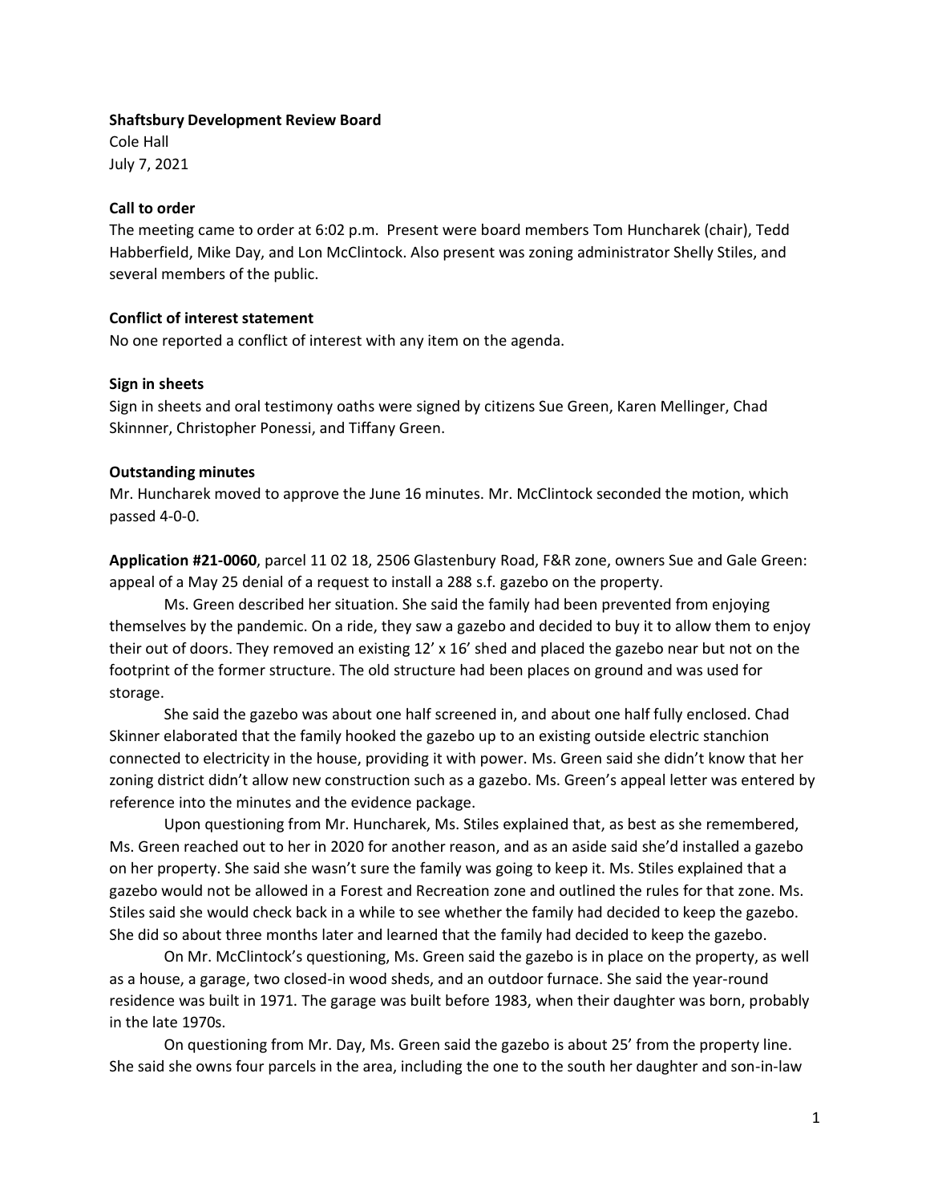**Shaftsbury Development Review Board**

Cole Hall
July 7, 2021

**Call to order**

The meeting came to order at 6:02 p.m. Present were board members Tom Huncharek (chair), Tedd Habberfield, Mike Day, and Lon McClintock. Also present was zoning administrator Shelly Stiles, and several members of the public.

**Conflict of interest statement**

No one reported a conflict of interest with any item on the agenda.

**Sign in sheets**

Sign in sheets and oral testimony oaths were signed by citizens Sue Green, Karen Mellinger, Chad Skinnner, Christopher Ponessi, and Tiffany Green.

**Outstanding minutes**

Mr. Huncharek moved to approve the June 16 minutes. Mr. McClintock seconded the motion, which passed 4-0-0.

**Application #21-0060**, parcel 11 02 18, 2506 Glastenbury Road, F&R zone, owners Sue and Gale Green: appeal of a May 25 denial of a request to install a 288 s.f. gazebo on the property.

Ms. Green described her situation. She said the family had been prevented from enjoying themselves by the pandemic. On a ride, they saw a gazebo and decided to buy it to allow them to enjoy their out of doors. They removed an existing 12' x 16' shed and placed the gazebo near but not on the footprint of the former structure. The old structure had been places on ground and was used for storage.

She said the gazebo was about one half screened in, and about one half fully enclosed. Chad Skinner elaborated that the family hooked the gazebo up to an existing outside electric stanchion connected to electricity in the house, providing it with power. Ms. Green said she didn't know that her zoning district didn't allow new construction such as a gazebo. Ms. Green's appeal letter was entered by reference into the minutes and the evidence package.

Upon questioning from Mr. Huncharek, Ms. Stiles explained that, as best as she remembered, Ms. Green reached out to her in 2020 for another reason, and as an aside said she'd installed a gazebo on her property. She said she wasn't sure the family was going to keep it. Ms. Stiles explained that a gazebo would not be allowed in a Forest and Recreation zone and outlined the rules for that zone. Ms. Stiles said she would check back in a while to see whether the family had decided to keep the gazebo. She did so about three months later and learned that the family had decided to keep the gazebo.

On Mr. McClintock's questioning, Ms. Green said the gazebo is in place on the property, as well as a house, a garage, two closed-in wood sheds, and an outdoor furnace. She said the year-round residence was built in 1971. The garage was built before 1983, when their daughter was born, probably in the late 1970s.

On questioning from Mr. Day, Ms. Green said the gazebo is about 25' from the property line. She said she owns four parcels in the area, including the one to the south her daughter and son-in-law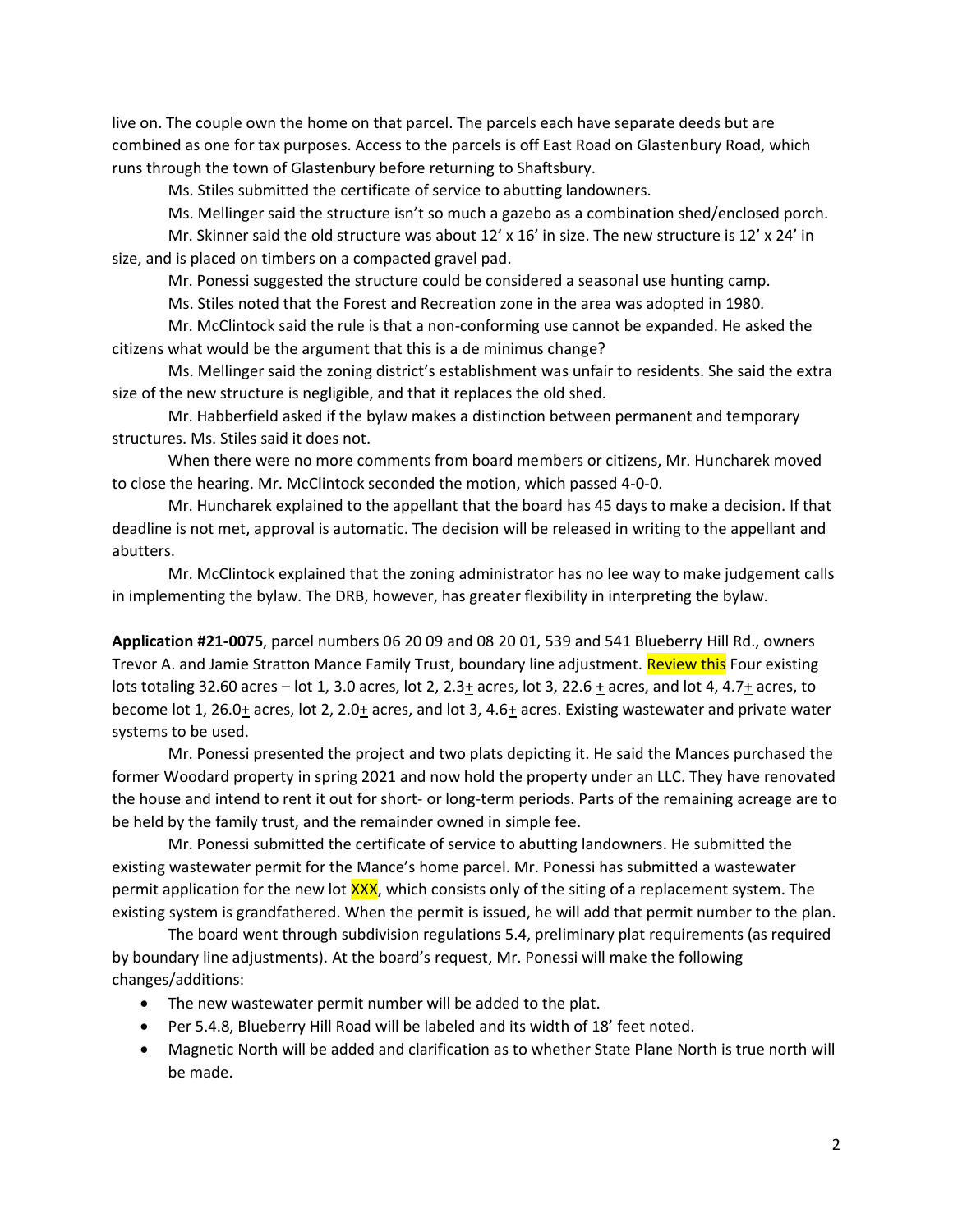live on. The couple own the home on that parcel. The parcels each have separate deeds but are combined as one for tax purposes. Access to the parcels is off East Road on Glastenbury Road, which runs through the town of Glastenbury before returning to Shaftsbury.

Ms. Stiles submitted the certificate of service to abutting landowners.

Ms. Mellinger said the structure isn't so much a gazebo as a combination shed/enclosed porch.

Mr. Skinner said the old structure was about 12' x 16' in size. The new structure is 12' x 24' in size, and is placed on timbers on a compacted gravel pad.

Mr. Ponessi suggested the structure could be considered a seasonal use hunting camp.

Ms. Stiles noted that the Forest and Recreation zone in the area was adopted in 1980.

Mr. McClintock said the rule is that a non-conforming use cannot be expanded. He asked the citizens what would be the argument that this is a de minimus change?

Ms. Mellinger said the zoning district's establishment was unfair to residents. She said the extra size of the new structure is negligible, and that it replaces the old shed.

Mr. Habberfield asked if the bylaw makes a distinction between permanent and temporary structures. Ms. Stiles said it does not.

When there were no more comments from board members or citizens, Mr. Huncharek moved to close the hearing. Mr. McClintock seconded the motion, which passed 4-0-0.

Mr. Huncharek explained to the appellant that the board has 45 days to make a decision. If that deadline is not met, approval is automatic. The decision will be released in writing to the appellant and abutters.

Mr. McClintock explained that the zoning administrator has no lee way to make judgement calls in implementing the bylaw. The DRB, however, has greater flexibility in interpreting the bylaw.

**Application #21-0075**, parcel numbers 06 20 09 and 08 20 01, 539 and 541 Blueberry Hill Rd., owners Trevor A. and Jamie Stratton Mance Family Trust, boundary line adjustment. Review this Four existing lots totaling 32.60 acres – lot 1, 3.0 acres, lot 2, 2.3± acres, lot 3, 22.6 ± acres, and lot 4, 4.7± acres, to become lot 1, 26.0± acres, lot 2, 2.0± acres, and lot 3, 4.6± acres. Existing wastewater and private water systems to be used.

Mr. Ponessi presented the project and two plats depicting it. He said the Mances purchased the former Woodard property in spring 2021 and now hold the property under an LLC. They have renovated the house and intend to rent it out for short- or long-term periods. Parts of the remaining acreage are to be held by the family trust, and the remainder owned in simple fee.

Mr. Ponessi submitted the certificate of service to abutting landowners. He submitted the existing wastewater permit for the Mance's home parcel. Mr. Ponessi has submitted a wastewater permit application for the new lot XXX, which consists only of the siting of a replacement system. The existing system is grandfathered. When the permit is issued, he will add that permit number to the plan.

The board went through subdivision regulations 5.4, preliminary plat requirements (as required by boundary line adjustments). At the board's request, Mr. Ponessi will make the following changes/additions:

- The new wastewater permit number will be added to the plat.
- Per 5.4.8, Blueberry Hill Road will be labeled and its width of 18' feet noted.
- Magnetic North will be added and clarification as to whether State Plane North is true north will be made.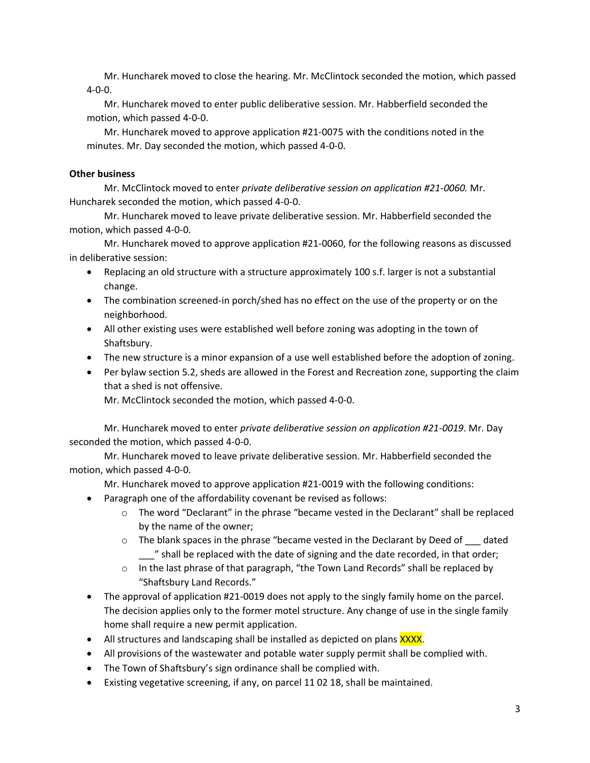Mr. Huncharek moved to close the hearing. Mr. McClintock seconded the motion, which passed 4-0-0.

Mr. Huncharek moved to enter public deliberative session. Mr. Habberfield seconded the motion, which passed 4-0-0.

Mr. Huncharek moved to approve application #21-0075 with the conditions noted in the minutes. Mr. Day seconded the motion, which passed 4-0-0.

**Other business**

Mr. McClintock moved to enter *private deliberative session on application #21-0060.* Mr. Huncharek seconded the motion, which passed 4-0-0.

Mr. Huncharek moved to leave private deliberative session. Mr. Habberfield seconded the motion, which passed 4-0-0.

Mr. Huncharek moved to approve application #21-0060, for the following reasons as discussed in deliberative session:

- Replacing an old structure with a structure approximately 100 s.f. larger is not a substantial change.
- The combination screened-in porch/shed has no effect on the use of the property or on the neighborhood.
- All other existing uses were established well before zoning was adopting in the town of Shaftsbury.
- The new structure is a minor expansion of a use well established before the adoption of zoning.
- Per bylaw section 5.2, sheds are allowed in the Forest and Recreation zone, supporting the claim that a shed is not offensive.

Mr. McClintock seconded the motion, which passed 4-0-0.

Mr. Huncharek moved to enter *private deliberative session on application #21-0019*. Mr. Day seconded the motion, which passed 4-0-0.

Mr. Huncharek moved to leave private deliberative session. Mr. Habberfield seconded the motion, which passed 4-0-0.

Mr. Huncharek moved to approve application #21-0019 with the following conditions:

- Paragraph one of the affordability covenant be revised as follows:
  - The word "Declarant" in the phrase "became vested in the Declarant" shall be replaced by the name of the owner;
  - The blank spaces in the phrase "became vested in the Declarant by Deed of ___ dated ___" shall be replaced with the date of signing and the date recorded, in that order;
  - In the last phrase of that paragraph, "the Town Land Records" shall be replaced by "Shaftsbury Land Records."
- The approval of application #21-0019 does not apply to the singly family home on the parcel. The decision applies only to the former motel structure. Any change of use in the single family home shall require a new permit application.
- All structures and landscaping shall be installed as depicted on plans XXXX.
- All provisions of the wastewater and potable water supply permit shall be complied with.
- The Town of Shaftsbury's sign ordinance shall be complied with.
- Existing vegetative screening, if any, on parcel 11 02 18, shall be maintained.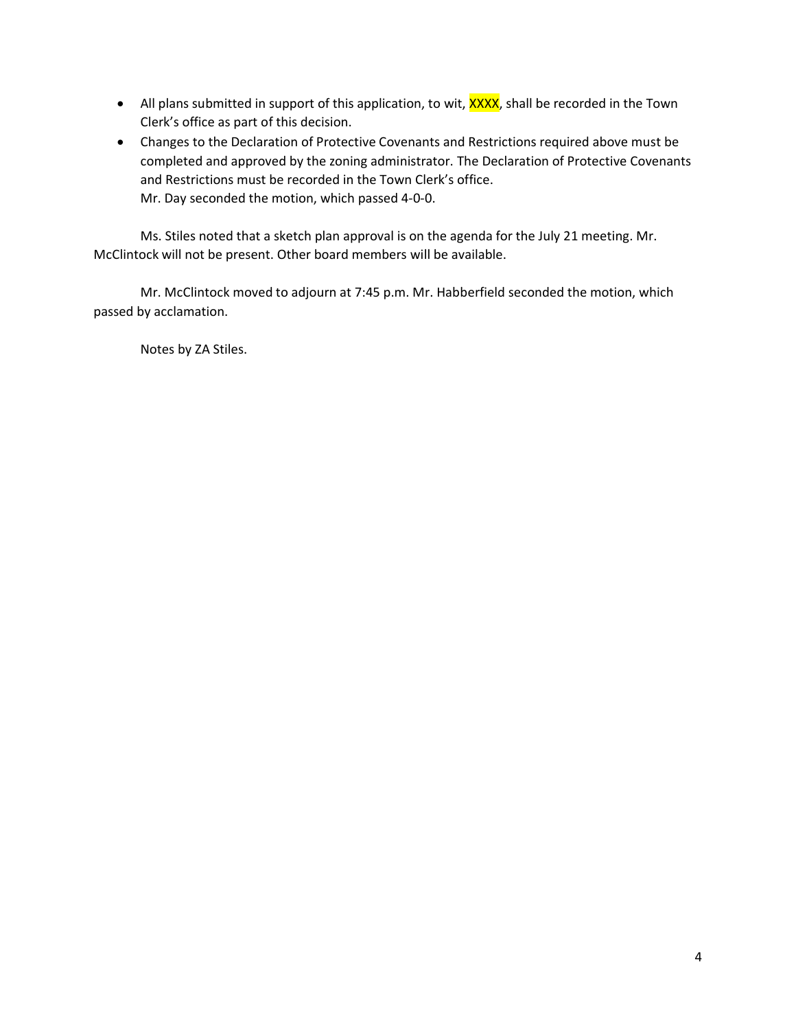- All plans submitted in support of this application, to wit, XXXX, shall be recorded in the Town Clerk's office as part of this decision.
- Changes to the Declaration of Protective Covenants and Restrictions required above must be completed and approved by the zoning administrator. The Declaration of Protective Covenants and Restrictions must be recorded in the Town Clerk's office.
  Mr. Day seconded the motion, which passed 4-0-0.

Ms. Stiles noted that a sketch plan approval is on the agenda for the July 21 meeting. Mr. McClintock will not be present. Other board members will be available.

Mr. McClintock moved to adjourn at 7:45 p.m. Mr. Habberfield seconded the motion, which passed by acclamation.

Notes by ZA Stiles.